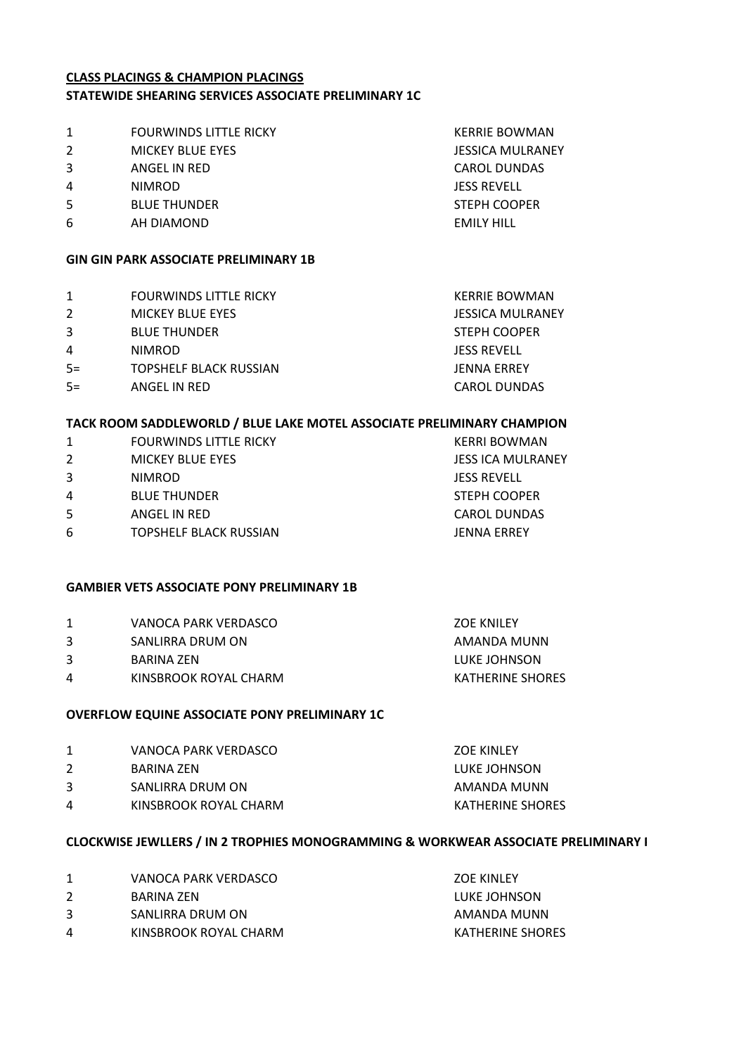**CLASS PLACINGS & CHAMPION PLACINGS**

**STATEWIDE SHEARING SERVICES ASSOCIATE PRELIMINARY 1C**

| | | |
|---|---|---|
| 1 | FOURWINDS LITTLE RICKY | KERRIE BOWMAN |
| 2 | MICKEY BLUE EYES | JESSICA MULRANEY |
| 3 | ANGEL IN RED | CAROL DUNDAS |
| 4 | NIMROD | JESS REVELL |
| 5 | BLUE THUNDER | STEPH COOPER |
| 6 | AH DIAMOND | EMILY HILL |

**GIN GIN PARK ASSOCIATE PRELIMINARY 1B**

| | | |
|---|---|---|
| 1 | FOURWINDS LITTLE RICKY | KERRIE BOWMAN |
| 2 | MICKEY BLUE EYES | JESSICA MULRANEY |
| 3 | BLUE THUNDER | STEPH COOPER |
| 4 | NIMROD | JESS REVELL |
| 5= | TOPSHELF BLACK RUSSIAN | JENNA ERREY |
| 5= | ANGEL IN RED | CAROL DUNDAS |

**TACK ROOM SADDLEWORLD / BLUE LAKE MOTEL ASSOCIATE PRELIMINARY CHAMPION**

| | | |
|---|---|---|
| 1 | FOURWINDS LITTLE RICKY | KERRI BOWMAN |
| 2 | MICKEY BLUE EYES | JESS ICA MULRANEY |
| 3 | NIMROD | JESS REVELL |
| 4 | BLUE THUNDER | STEPH COOPER |
| 5 | ANGEL IN RED | CAROL DUNDAS |
| 6 | TOPSHELF BLACK RUSSIAN | JENNA ERREY |

**GAMBIER VETS ASSOCIATE PONY PRELIMINARY 1B**

| | | |
|---|---|---|
| 1 | VANOCA PARK VERDASCO | ZOE KNILEY |
| 3 | SANLIRRA DRUM ON | AMANDA MUNN |
| 3 | BARINA ZEN | LUKE JOHNSON |
| 4 | KINSBROOK ROYAL CHARM | KATHERINE SHORES |

**OVERFLOW EQUINE ASSOCIATE PONY PRELIMINARY 1C**

| | | |
|---|---|---|
| 1 | VANOCA PARK VERDASCO | ZOE KINLEY |
| 2 | BARINA ZEN | LUKE JOHNSON |
| 3 | SANLIRRA DRUM ON | AMANDA MUNN |
| 4 | KINSBROOK ROYAL CHARM | KATHERINE SHORES |

**CLOCKWISE JEWLLERS / IN 2 TROPHIES MONOGRAMMING & WORKWEAR ASSOCIATE PRELIMINARY I**

| | | |
|---|---|---|
| 1 | VANOCA PARK VERDASCO | ZOE KINLEY |
| 2 | BARINA ZEN | LUKE JOHNSON |
| 3 | SANLIRRA DRUM ON | AMANDA MUNN |
| 4 | KINSBROOK ROYAL CHARM | KATHERINE SHORES |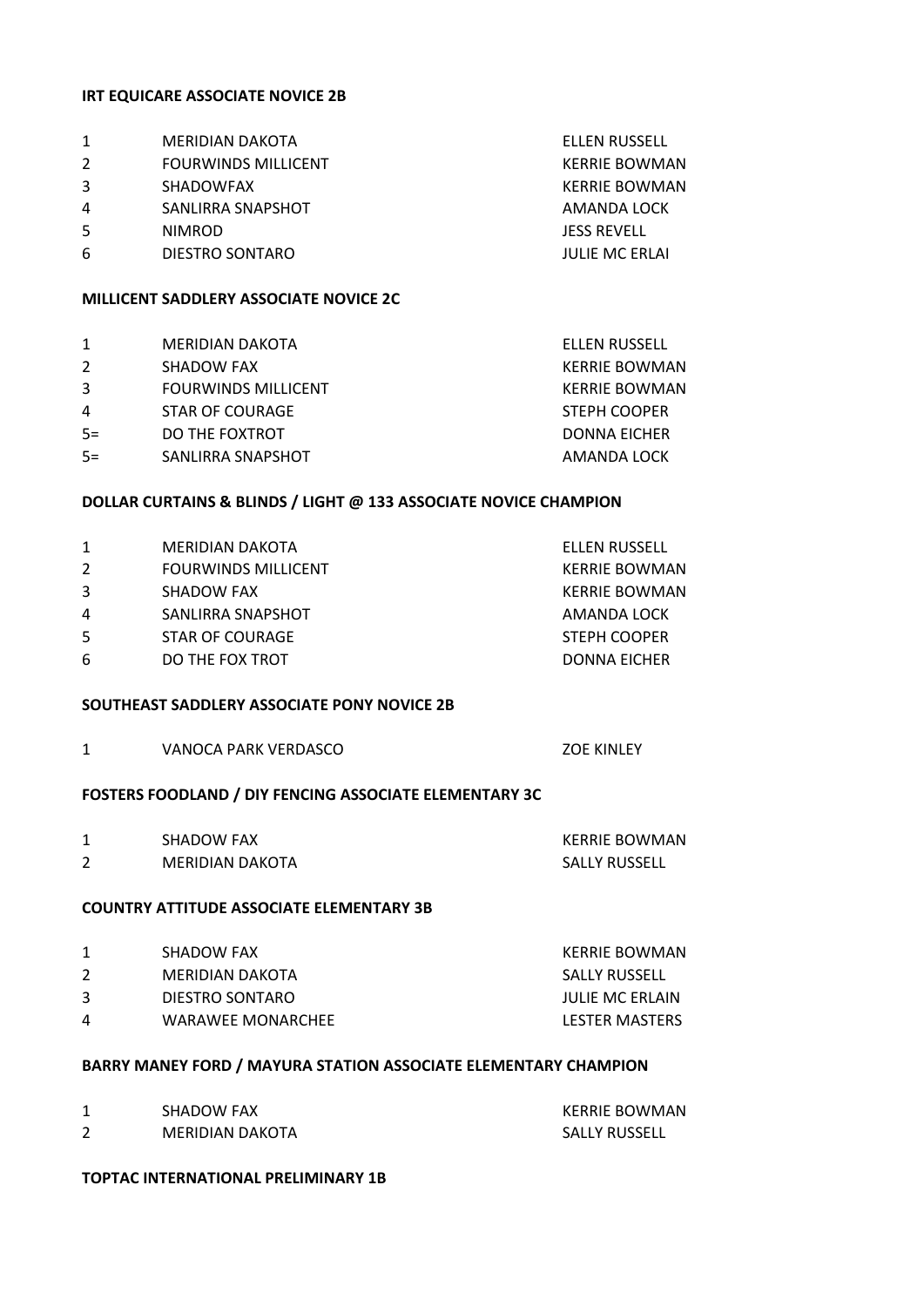**IRT EQUICARE ASSOCIATE NOVICE 2B**

| | | |
|---|---|---|
| 1 | MERIDIAN DAKOTA | ELLEN RUSSELL |
| 2 | FOURWINDS MILLICENT | KERRIE BOWMAN |
| 3 | SHADOWFAX | KERRIE BOWMAN |
| 4 | SANLIRRA SNAPSHOT | AMANDA LOCK |
| 5 | NIMROD | JESS REVELL |
| 6 | DIESTRO SONTARO | JULIE MC ERLAI |

**MILLICENT SADDLERY ASSOCIATE NOVICE 2C**

| | | |
|---|---|---|
| 1 | MERIDIAN DAKOTA | ELLEN RUSSELL |
| 2 | SHADOW FAX | KERRIE BOWMAN |
| 3 | FOURWINDS MILLICENT | KERRIE BOWMAN |
| 4 | STAR OF COURAGE | STEPH COOPER |
| 5= | DO THE FOXTROT | DONNA EICHER |
| 5= | SANLIRRA SNAPSHOT | AMANDA LOCK |

**DOLLAR CURTAINS & BLINDS / LIGHT @ 133 ASSOCIATE NOVICE CHAMPION**

| | | |
|---|---|---|
| 1 | MERIDIAN DAKOTA | ELLEN RUSSELL |
| 2 | FOURWINDS MILLICENT | KERRIE BOWMAN |
| 3 | SHADOW FAX | KERRIE BOWMAN |
| 4 | SANLIRRA SNAPSHOT | AMANDA LOCK |
| 5 | STAR OF COURAGE | STEPH COOPER |
| 6 | DO THE FOX TROT | DONNA EICHER |

**SOUTHEAST SADDLERY ASSOCIATE PONY NOVICE 2B**

| | | |
|---|---|---|
| 1 | VANOCA PARK VERDASCO | ZOE KINLEY |

**FOSTERS FOODLAND / DIY FENCING ASSOCIATE ELEMENTARY 3C**

| | | |
|---|---|---|
| 1 | SHADOW FAX | KERRIE BOWMAN |
| 2 | MERIDIAN DAKOTA | SALLY RUSSELL |

**COUNTRY ATTITUDE ASSOCIATE ELEMENTARY 3B**

| | | |
|---|---|---|
| 1 | SHADOW FAX | KERRIE BOWMAN |
| 2 | MERIDIAN DAKOTA | SALLY RUSSELL |
| 3 | DIESTRO SONTARO | JULIE MC ERLAIN |
| 4 | WARAWEE MONARCHEE | LESTER MASTERS |

**BARRY MANEY FORD / MAYURA STATION ASSOCIATE ELEMENTARY CHAMPION**

| | | |
|---|---|---|
| 1 | SHADOW FAX | KERRIE BOWMAN |
| 2 | MERIDIAN DAKOTA | SALLY RUSSELL |

**TOPTAC INTERNATIONAL PRELIMINARY 1B**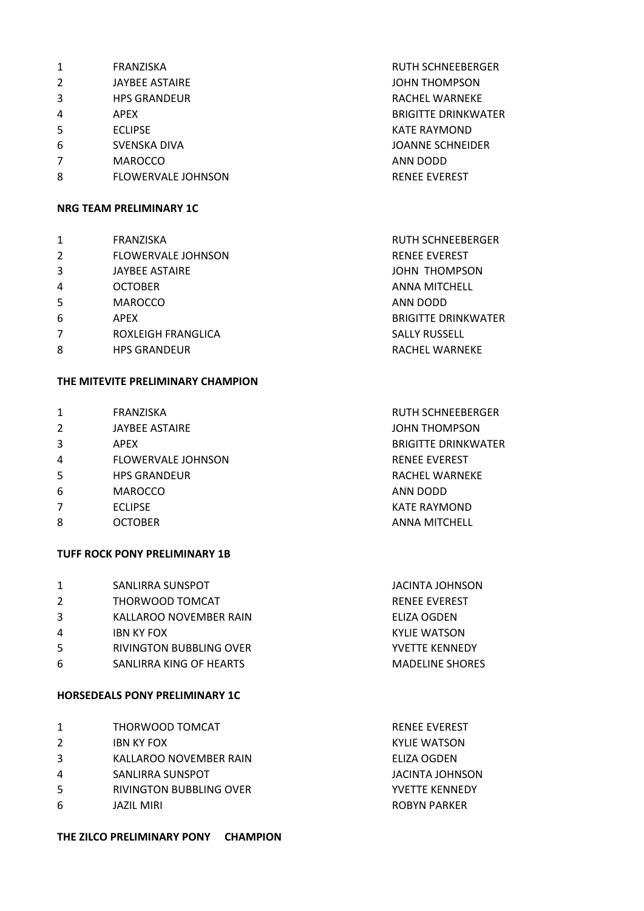| | | |
|---|---|---|
| 1 | FRANZISKA | RUTH SCHNEEBERGER |
| 2 | JAYBEE ASTAIRE | JOHN THOMPSON |
| 3 | HPS GRANDEUR | RACHEL WARNEKE |
| 4 | APEX | BRIGITTE DRINKWATER |
| 5 | ECLIPSE | KATE RAYMOND |
| 6 | SVENSKA DIVA | JOANNE SCHNEIDER |
| 7 | MAROCCO | ANN DODD |
| 8 | FLOWERVALE JOHNSON | RENEE EVEREST |

**NRG TEAM PRELIMINARY 1C**

| | | |
|---|---|---|
| 1 | FRANZISKA | RUTH SCHNEEBERGER |
| 2 | FLOWERVALE JOHNSON | RENEE EVEREST |
| 3 | JAYBEE ASTAIRE | JOHN THOMPSON |
| 4 | OCTOBER | ANNA MITCHELL |
| 5 | MAROCCO | ANN DODD |
| 6 | APEX | BRIGITTE DRINKWATER |
| 7 | ROXLEIGH FRANGLICA | SALLY RUSSELL |
| 8 | HPS GRANDEUR | RACHEL WARNEKE |

**THE MITEVITE PRELIMINARY CHAMPION**

| | | |
|---|---|---|
| 1 | FRANZISKA | RUTH SCHNEEBERGER |
| 2 | JAYBEE ASTAIRE | JOHN THOMPSON |
| 3 | APEX | BRIGITTE DRINKWATER |
| 4 | FLOWERVALE JOHNSON | RENEE EVEREST |
| 5 | HPS GRANDEUR | RACHEL WARNEKE |
| 6 | MAROCCO | ANN DODD |
| 7 | ECLIPSE | KATE RAYMOND |
| 8 | OCTOBER | ANNA MITCHELL |

**TUFF ROCK PONY PRELIMINARY 1B**

| | | |
|---|---|---|
| 1 | SANLIRRA SUNSPOT | JACINTA JOHNSON |
| 2 | THORWOOD TOMCAT | RENEE EVEREST |
| 3 | KALLAROO NOVEMBER RAIN | ELIZA OGDEN |
| 4 | IBN KY FOX | KYLIE WATSON |
| 5 | RIVINGTON BUBBLING OVER | YVETTE KENNEDY |
| 6 | SANLIRRA KING OF HEARTS | MADELINE SHORES |

**HORSEDEALS PONY PRELIMINARY 1C**

| | | |
|---|---|---|
| 1 | THORWOOD TOMCAT | RENEE EVEREST |
| 2 | IBN KY FOX | KYLIE WATSON |
| 3 | KALLAROO NOVEMBER RAIN | ELIZA OGDEN |
| 4 | SANLIRRA SUNSPOT | JACINTA JOHNSON |
| 5 | RIVINGTON BUBBLING OVER | YVETTE KENNEDY |
| 6 | JAZIL MIRI | ROBYN PARKER |

**THE ZILCO PRELIMINARY PONY CHAMPION**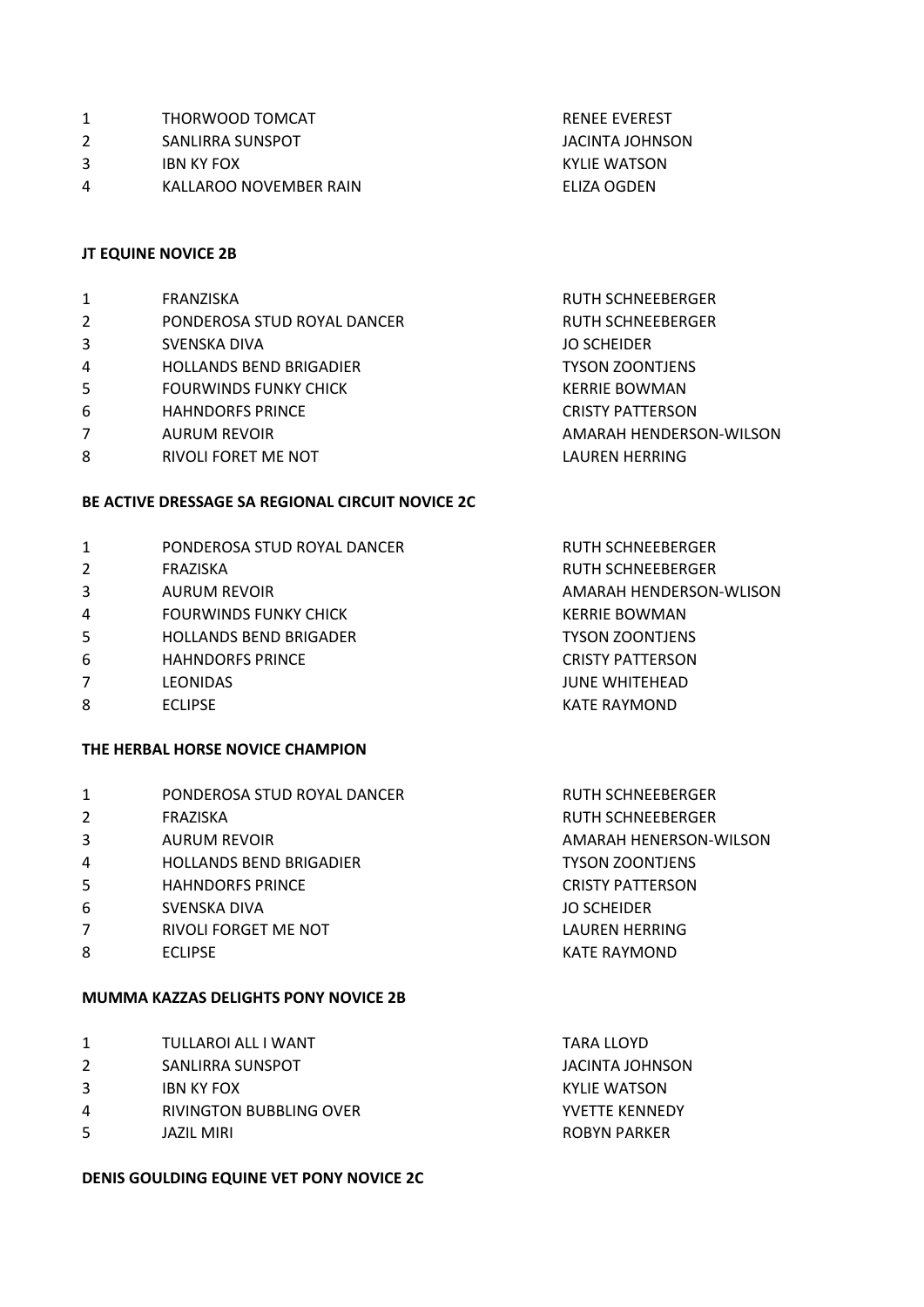| | | |
|---|---|---|
| 1 | THORWOOD TOMCAT | RENEE EVEREST |
| 2 | SANLIRRA SUNSPOT | JACINTA JOHNSON |
| 3 | IBN KY FOX | KYLIE WATSON |
| 4 | KALLAROO NOVEMBER RAIN | ELIZA OGDEN |

**JT EQUINE NOVICE 2B**

| | | |
|---|---|---|
| 1 | FRANZISKA | RUTH SCHNEEBERGER |
| 2 | PONDEROSA STUD ROYAL DANCER | RUTH SCHNEEBERGER |
| 3 | SVENSKA DIVA | JO SCHEIDER |
| 4 | HOLLANDS BEND BRIGADIER | TYSON ZOONTJENS |
| 5 | FOURWINDS FUNKY CHICK | KERRIE BOWMAN |
| 6 | HAHNDORFS PRINCE | CRISTY PATTERSON |
| 7 | AURUM REVOIR | AMARAH HENDERSON-WILSON |
| 8 | RIVOLI FORET ME NOT | LAUREN HERRING |

**BE ACTIVE DRESSAGE SA REGIONAL CIRCUIT NOVICE 2C**

| | | |
|---|---|---|
| 1 | PONDEROSA STUD ROYAL DANCER | RUTH SCHNEEBERGER |
| 2 | FRAZISKA | RUTH SCHNEEBERGER |
| 3 | AURUM REVOIR | AMARAH HENDERSON-WLISON |
| 4 | FOURWINDS FUNKY CHICK | KERRIE BOWMAN |
| 5 | HOLLANDS BEND BRIGADER | TYSON ZOONTJENS |
| 6 | HAHNDORFS PRINCE | CRISTY PATTERSON |
| 7 | LEONIDAS | JUNE WHITEHEAD |
| 8 | ECLIPSE | KATE RAYMOND |

**THE HERBAL HORSE NOVICE CHAMPION**

| | | |
|---|---|---|
| 1 | PONDEROSA STUD ROYAL DANCER | RUTH SCHNEEBERGER |
| 2 | FRAZISKA | RUTH SCHNEEBERGER |
| 3 | AURUM REVOIR | AMARAH HENERSON-WILSON |
| 4 | HOLLANDS BEND BRIGADIER | TYSON ZOONTJENS |
| 5 | HAHNDORFS PRINCE | CRISTY PATTERSON |
| 6 | SVENSKA DIVA | JO SCHEIDER |
| 7 | RIVOLI FORGET ME NOT | LAUREN HERRING |
| 8 | ECLIPSE | KATE RAYMOND |

**MUMMA KAZZAS DELIGHTS PONY NOVICE 2B**

| | | |
|---|---|---|
| 1 | TULLAROI ALL I WANT | TARA LLOYD |
| 2 | SANLIRRA SUNSPOT | JACINTA JOHNSON |
| 3 | IBN KY FOX | KYLIE WATSON |
| 4 | RIVINGTON BUBBLING OVER | YVETTE KENNEDY |
| 5 | JAZIL MIRI | ROBYN PARKER |

**DENIS GOULDING EQUINE VET PONY NOVICE 2C**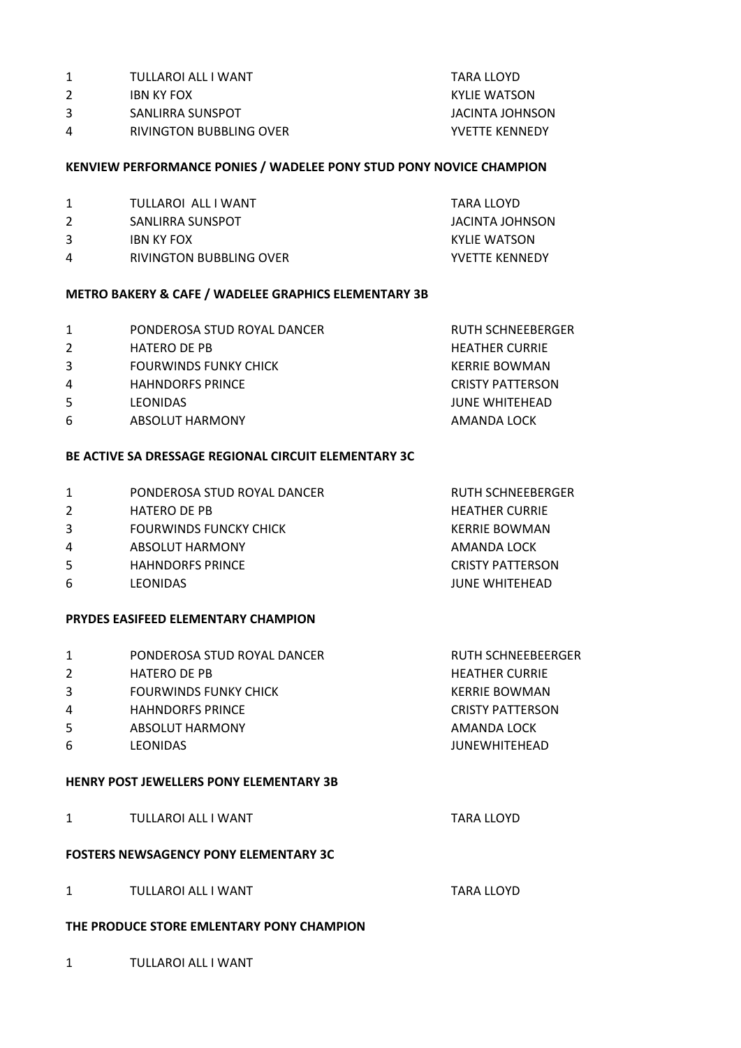| | | |
|---|---|---|
| 1 | TULLAROI ALL I WANT | TARA LLOYD |
| 2 | IBN KY FOX | KYLIE WATSON |
| 3 | SANLIRRA SUNSPOT | JACINTA JOHNSON |
| 4 | RIVINGTON BUBBLING OVER | YVETTE KENNEDY |

**KENVIEW PERFORMANCE PONIES / WADELEE PONY STUD PONY NOVICE CHAMPION**

| | | |
|---|---|---|
| 1 | TULLAROI ALL I WANT | TARA LLOYD |
| 2 | SANLIRRA SUNSPOT | JACINTA JOHNSON |
| 3 | IBN KY FOX | KYLIE WATSON |
| 4 | RIVINGTON BUBBLING OVER | YVETTE KENNEDY |

**METRO BAKERY & CAFE / WADELEE GRAPHICS ELEMENTARY 3B**

| | | |
|---|---|---|
| 1 | PONDEROSA STUD ROYAL DANCER | RUTH SCHNEEBERGER |
| 2 | HATERO DE PB | HEATHER CURRIE |
| 3 | FOURWINDS FUNKY CHICK | KERRIE BOWMAN |
| 4 | HAHNDORFS PRINCE | CRISTY PATTERSON |
| 5 | LEONIDAS | JUNE WHITEHEAD |
| 6 | ABSOLUT HARMONY | AMANDA LOCK |

**BE ACTIVE SA DRESSAGE REGIONAL CIRCUIT ELEMENTARY 3C**

| | | |
|---|---|---|
| 1 | PONDEROSA STUD ROYAL DANCER | RUTH SCHNEEBERGER |
| 2 | HATERO DE PB | HEATHER CURRIE |
| 3 | FOURWINDS FUNCKY CHICK | KERRIE BOWMAN |
| 4 | ABSOLUT HARMONY | AMANDA LOCK |
| 5 | HAHNDORFS PRINCE | CRISTY PATTERSON |
| 6 | LEONIDAS | JUNE WHITEHEAD |

**PRYDES EASIFEED ELEMENTARY CHAMPION**

| | | |
|---|---|---|
| 1 | PONDEROSA STUD ROYAL DANCER | RUTH SCHNEEBEERGER |
| 2 | HATERO DE PB | HEATHER CURRIE |
| 3 | FOURWINDS FUNKY CHICK | KERRIE BOWMAN |
| 4 | HAHNDORFS PRINCE | CRISTY PATTERSON |
| 5 | ABSOLUT HARMONY | AMANDA LOCK |
| 6 | LEONIDAS | JUNEWHITEHEAD |

**HENRY POST JEWELLERS PONY ELEMENTARY 3B**

| | | |
|---|---|---|
| 1 | TULLAROI ALL I WANT | TARA LLOYD |

**FOSTERS NEWSAGENCY PONY ELEMENTARY 3C**

| | | |
|---|---|---|
| 1 | TULLAROI ALL I WANT | TARA LLOYD |

**THE PRODUCE STORE EMLENTARY PONY CHAMPION**

| | | |
|---|---|---|
| 1 | TULLAROI ALL I WANT | |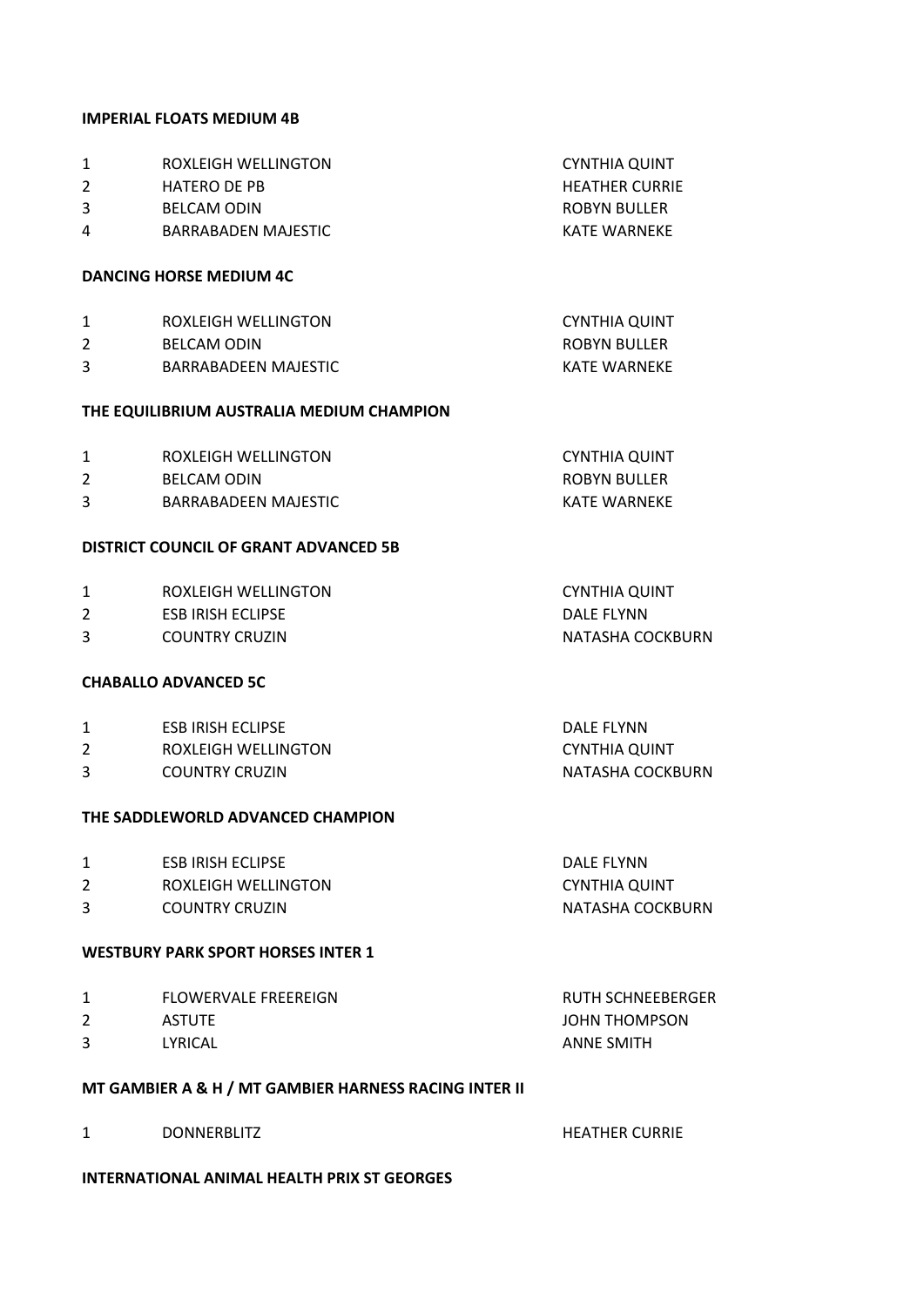**IMPERIAL FLOATS MEDIUM 4B**

| | | |
|---|---|---|
| 1 | ROXLEIGH WELLINGTON | CYNTHIA QUINT |
| 2 | HATERO DE PB | HEATHER CURRIE |
| 3 | BELCAM ODIN | ROBYN BULLER |
| 4 | BARRABADEN MAJESTIC | KATE WARNEKE |

**DANCING HORSE MEDIUM 4C**

| | | |
|---|---|---|
| 1 | ROXLEIGH WELLINGTON | CYNTHIA QUINT |
| 2 | BELCAM ODIN | ROBYN BULLER |
| 3 | BARRABADEEN MAJESTIC | KATE WARNEKE |

**THE EQUILIBRIUM AUSTRALIA MEDIUM CHAMPION**

| | | |
|---|---|---|
| 1 | ROXLEIGH WELLINGTON | CYNTHIA QUINT |
| 2 | BELCAM ODIN | ROBYN BULLER |
| 3 | BARRABADEEN MAJESTIC | KATE WARNEKE |

**DISTRICT COUNCIL OF GRANT ADVANCED 5B**

| | | |
|---|---|---|
| 1 | ROXLEIGH WELLINGTON | CYNTHIA QUINT |
| 2 | ESB IRISH ECLIPSE | DALE FLYNN |
| 3 | COUNTRY CRUZIN | NATASHA COCKBURN |

**CHABALLO ADVANCED 5C**

| | | |
|---|---|---|
| 1 | ESB IRISH ECLIPSE | DALE FLYNN |
| 2 | ROXLEIGH WELLINGTON | CYNTHIA QUINT |
| 3 | COUNTRY CRUZIN | NATASHA COCKBURN |

**THE SADDLEWORLD ADVANCED CHAMPION**

| | | |
|---|---|---|
| 1 | ESB IRISH ECLIPSE | DALE FLYNN |
| 2 | ROXLEIGH WELLINGTON | CYNTHIA QUINT |
| 3 | COUNTRY CRUZIN | NATASHA COCKBURN |

**WESTBURY PARK SPORT HORSES INTER 1**

| | | |
|---|---|---|
| 1 | FLOWERVALE FREEREIGN | RUTH SCHNEEBERGER |
| 2 | ASTUTE | JOHN THOMPSON |
| 3 | LYRICAL | ANNE SMITH |

**MT GAMBIER A & H / MT GAMBIER HARNESS RACING INTER II**

| | | |
|---|---|---|
| 1 | DONNERBLITZ | HEATHER CURRIE |

**INTERNATIONAL ANIMAL HEALTH PRIX ST GEORGES**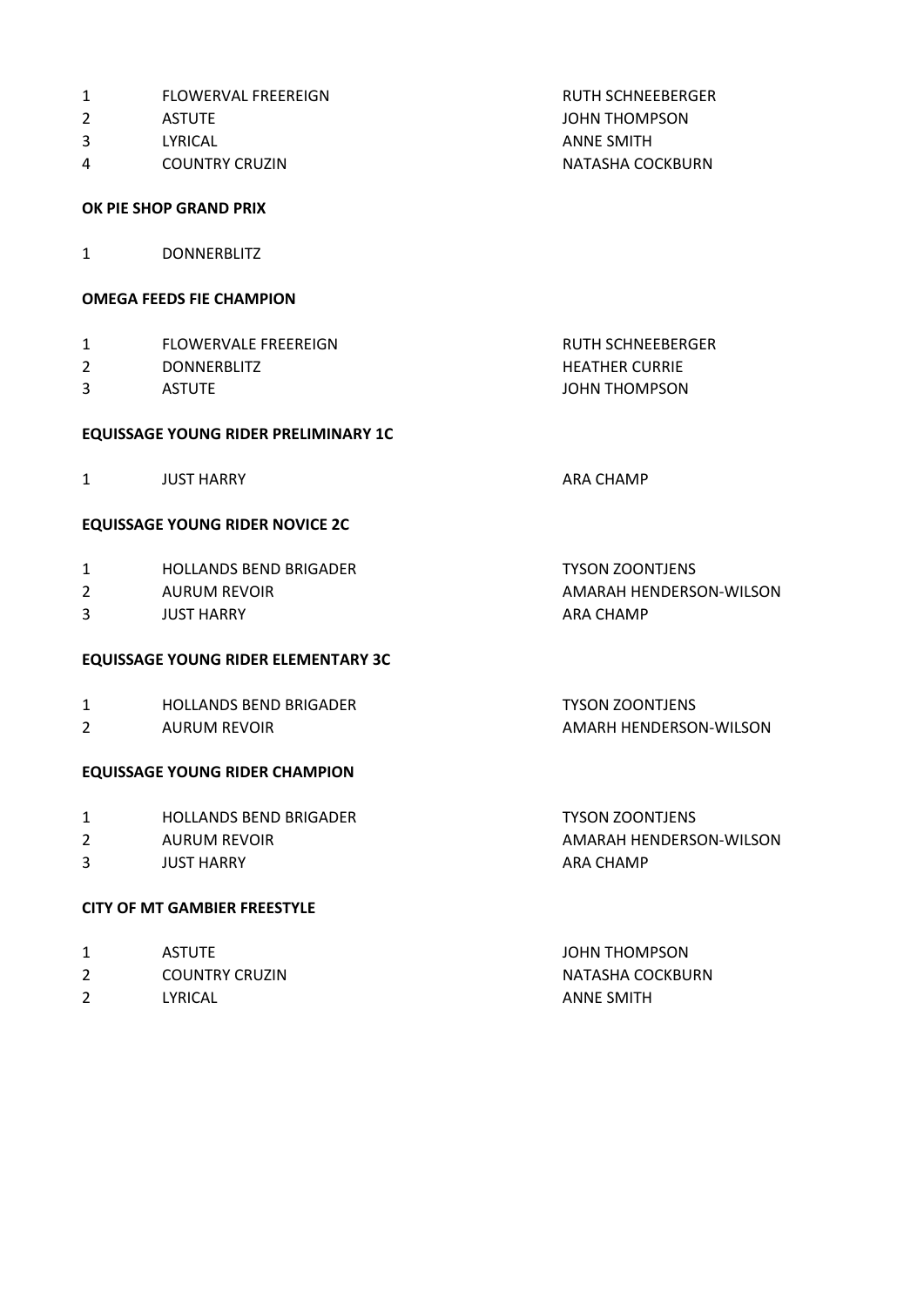| | | |
|---|---|---|
| 1 | FLOWERVAL FREEREIGN | RUTH SCHNEEBERGER |
| 2 | ASTUTE | JOHN THOMPSON |
| 3 | LYRICAL | ANNE SMITH |
| 4 | COUNTRY CRUZIN | NATASHA COCKBURN |

**OK PIE SHOP GRAND PRIX**

| | | |
|---|---|---|
| 1 | DONNERBLITZ | |

**OMEGA FEEDS FIE CHAMPION**

| | | |
|---|---|---|
| 1 | FLOWERVALE FREEREIGN | RUTH SCHNEEBERGER |
| 2 | DONNERBLITZ | HEATHER CURRIE |
| 3 | ASTUTE | JOHN THOMPSON |

**EQUISSAGE YOUNG RIDER PRELIMINARY 1C**

| | | |
|---|---|---|
| 1 | JUST HARRY | ARA CHAMP |

**EQUISSAGE YOUNG RIDER NOVICE 2C**

| | | |
|---|---|---|
| 1 | HOLLANDS BEND BRIGADER | TYSON ZOONTJENS |
| 2 | AURUM REVOIR | AMARAH HENDERSON-WILSON |
| 3 | JUST HARRY | ARA CHAMP |

**EQUISSAGE YOUNG RIDER ELEMENTARY 3C**

| | | |
|---|---|---|
| 1 | HOLLANDS BEND BRIGADER | TYSON ZOONTJENS |
| 2 | AURUM REVOIR | AMARH HENDERSON-WILSON |

**EQUISSAGE YOUNG RIDER CHAMPION**

| | | |
|---|---|---|
| 1 | HOLLANDS BEND BRIGADER | TYSON ZOONTJENS |
| 2 | AURUM REVOIR | AMARAH HENDERSON-WILSON |
| 3 | JUST HARRY | ARA CHAMP |

**CITY OF MT GAMBIER FREESTYLE**

| | | |
|---|---|---|
| 1 | ASTUTE | JOHN THOMPSON |
| 2 | COUNTRY CRUZIN | NATASHA COCKBURN |
| 2 | LYRICAL | ANNE SMITH |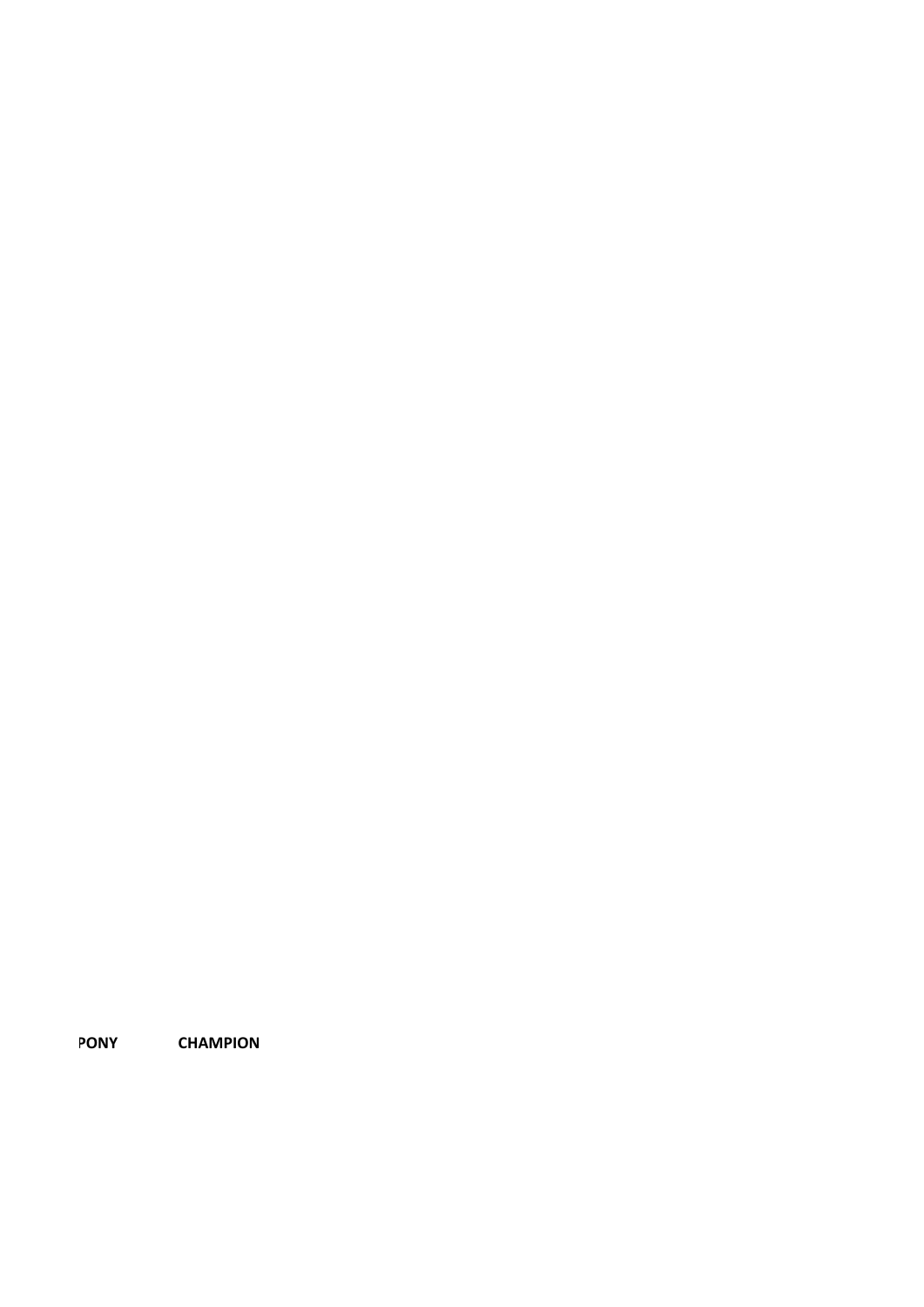**PONY** **CHAMPION**